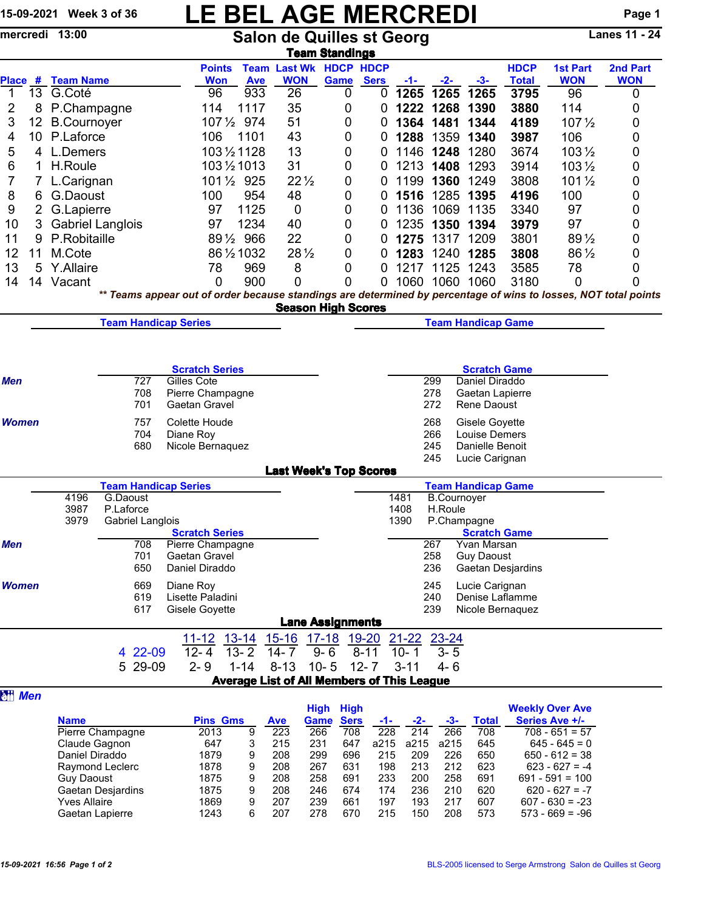15-09-2021 Week 3 of 36

# LE BEL AGE MERCREDI

mercredi 13:00

## Salon de Quilles st Georg

Lanes 11 - 24

### Team Standings

| Place | # | Team Name | Points Won | Team Ave | Last Wk WON | HDCP Game | HDCP Sers | -1- | -2- | -3- | HDCP Total | 1st Part WON | 2nd Part WON |
|---|---|---|---|---|---|---|---|---|---|---|---|---|---|
| 1 | 13 | G.Coté | 96 | 933 | 26 | 0 | 0 | **1265** | **1265** | **1265** | **3795** | 96 | 0 |
| 2 | 8 | P.Champagne | 114 | 1117 | 35 | 0 | 0 | **1222** | **1268** | **1390** | **3880** | 114 | 0 |
| 3 | 12 | B.Cournoyer | 107½ | 974 | 51 | 0 | 0 | **1364** | **1481** | **1344** | **4189** | 107½ | 0 |
| 4 | 10 | P.Laforce | 106 | 1101 | 43 | 0 | 0 | **1288** | 1359 | **1340** | **3987** | 106 | 0 |
| 5 | 4 | L.Demers | 103½ | 1128 | 13 | 0 | 0 | 1146 | **1248** | 1280 | 3674 | 103½ | 0 |
| 6 | 1 | H.Roule | 103½ | 1013 | 31 | 0 | 0 | 1213 | **1408** | 1293 | 3914 | 103½ | 0 |
| 7 | 7 | L.Carignan | 101½ | 925 | 22½ | 0 | 0 | 1199 | **1360** | 1249 | 3808 | 101½ | 0 |
| 8 | 6 | G.Daoust | 100 | 954 | 48 | 0 | 0 | **1516** | 1285 | **1395** | **4196** | 100 | 0 |
| 9 | 2 | G.Lapierre | 97 | 1125 | 0 | 0 | 0 | 1136 | 1069 | 1135 | 3340 | 97 | 0 |
| 10 | 3 | Gabriel Langlois | 97 | 1234 | 40 | 0 | 0 | 1235 | **1350** | **1394** | **3979** | 97 | 0 |
| 11 | 9 | P.Robitaille | 89½ | 966 | 22 | 0 | 0 | **1275** | 1317 | 1209 | 3801 | 89½ | 0 |
| 12 | 11 | M.Cote | 86½ | 1032 | 28½ | 0 | 0 | **1283** | 1240 | **1285** | **3808** | 86½ | 0 |
| 13 | 5 | Y.Allaire | 78 | 969 | 8 | 0 | 0 | 1217 | 1125 | 1243 | 3585 | 78 | 0 |
| 14 | 14 | Vacant | 0 | 900 | 0 | 0 | 0 | 1060 | 1060 | 1060 | 3180 | 0 | 0 |

*** Teams appear out of order because standings are determined by percentage of wins to losses, NOT total points*

### Season High Scores

**Team Handicap Series** | **Team Handicap Game**

**Scratch Series**

| | Score | Name |
|---|---|---|
| *Men* | 727 | Gilles Cote |
| | 708 | Pierre Champagne |
| | 701 | Gaetan Gravel |
| *Women* | 757 | Colette Houde |
| | 704 | Diane Roy |
| | 680 | Nicole Bernaquez |

**Scratch Game**

| | Score | Name |
|---|---|---|
| *Men* | 299 | Daniel Diraddo |
| | 278 | Gaetan Lapierre |
| | 272 | Rene Daoust |
| *Women* | 268 | Gisele Goyette |
| | 266 | Louise Demers |
| | 245 | Danielle Benoit |
| | 245 | Lucie Carignan |

### Last Week's Top Scores

**Team Handicap Series**

| Score | Team |
|---|---|
| 4196 | G.Daoust |
| 3987 | P.Laforce |
| 3979 | Gabriel Langlois |

**Team Handicap Game**

| Score | Team |
|---|---|
| 1481 | B.Cournoyer |
| 1408 | H.Roule |
| 1390 | P.Champagne |

**Scratch Series**

| | Score | Name |
|---|---|---|
| *Men* | 708 | Pierre Champagne |
| | 701 | Gaetan Gravel |
| | 650 | Daniel Diraddo |
| *Women* | 669 | Diane Roy |
| | 619 | Lisette Paladini |
| | 617 | Gisele Goyette |

**Scratch Game**

| | Score | Name |
|---|---|---|
| *Men* | 267 | Yvan Marsan |
| | 258 | Guy Daoust |
| | 236 | Gaetan Desjardins |
| *Women* | 245 | Lucie Carignan |
| | 240 | Denise Laflamme |
| | 239 | Nicole Bernaquez |

### Lane Assignments

| | 11-12 | 13-14 | 15-16 | 17-18 | 19-20 | 21-22 | 23-24 |
|---|---|---|---|---|---|---|---|
| 4 22-09 | 12- 4 | 13- 2 | 14- 7 | 9- 6 | 8-11 | 10- 1 | 3- 5 |
| 5 29-09 | 2- 9 | 1-14 | 8-13 | 10- 5 | 12- 7 | 3-11 | 4- 6 |

### Average List of All Members of This League

*Men*

| Name | Pins | Gms | Ave | High Game | High Sers | -1- | -2- | -3- | Total | Weekly Over Ave Series Ave +/- |
|---|---|---|---|---|---|---|---|---|---|---|
| Pierre Champagne | 2013 | 9 | 223 | 266 | 708 | 228 | 214 | 266 | 708 | 708 - 651 = 57 |
| Claude Gagnon | 647 | 3 | 215 | 231 | 647 | a215 | a215 | a215 | 645 | 645 - 645 = 0 |
| Daniel Diraddo | 1879 | 9 | 208 | 299 | 696 | 215 | 209 | 226 | 650 | 650 - 612 = 38 |
| Raymond Leclerc | 1878 | 9 | 208 | 267 | 631 | 198 | 213 | 212 | 623 | 623 - 627 = -4 |
| Guy Daoust | 1875 | 9 | 208 | 258 | 691 | 233 | 200 | 258 | 691 | 691 - 591 = 100 |
| Gaetan Desjardins | 1875 | 9 | 208 | 246 | 674 | 174 | 236 | 210 | 620 | 620 - 627 = -7 |
| Yves Allaire | 1869 | 9 | 207 | 239 | 661 | 197 | 193 | 217 | 607 | 607 - 630 = -23 |
| Gaetan Lapierre | 1243 | 6 | 207 | 278 | 670 | 215 | 150 | 208 | 573 | 573 - 669 = -96 |

15-09-2021 16:56 BLS-2005 licensed to Serge Armstrong Salon de Quilles st Georg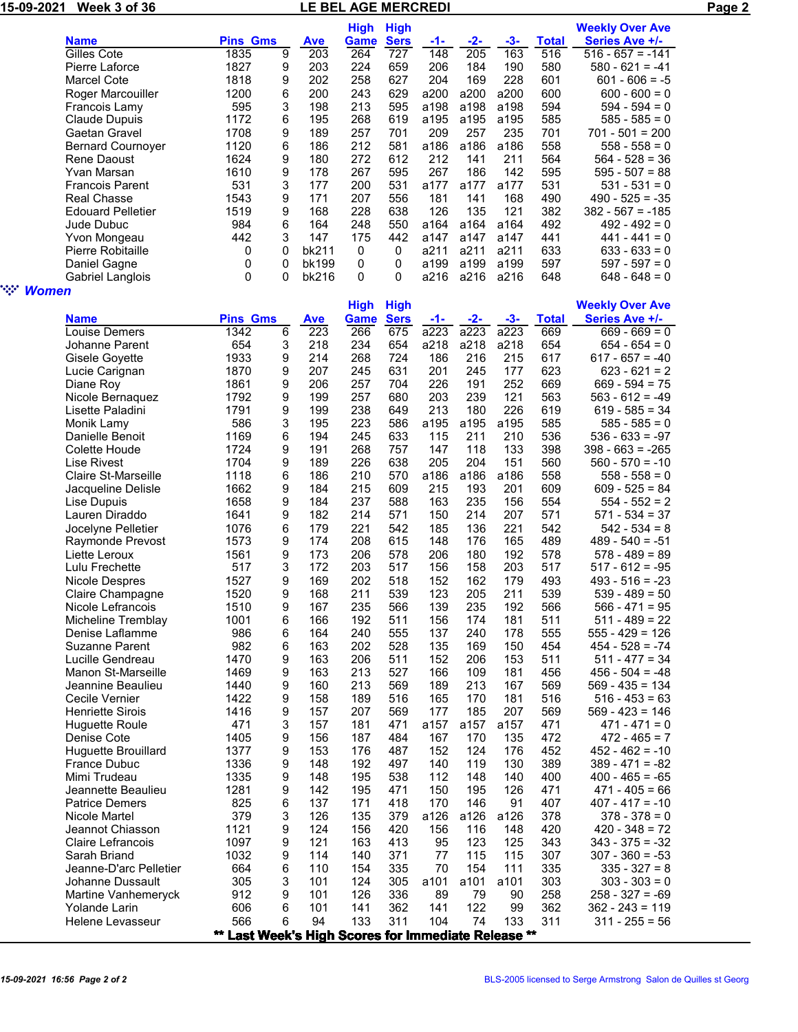| Name | Pins | Gms | Ave | High Game | High Sers | -1- | -2- | -3- | Total | Weekly Over Ave Series Ave +/- |
|---|---|---|---|---|---|---|---|---|---|---|
| Gilles Cote | 1835 | 9 | 203 | 264 | 727 | 148 | 205 | 163 | 516 | 516 - 657 = -141 |
| Pierre Laforce | 1827 | 9 | 203 | 224 | 659 | 206 | 184 | 190 | 580 | 580 - 621 = -41 |
| Marcel Cote | 1818 | 9 | 202 | 258 | 627 | 204 | 169 | 228 | 601 | 601 - 606 = -5 |
| Roger Marcouiller | 1200 | 6 | 200 | 243 | 629 | a200 | a200 | a200 | 600 | 600 - 600 = 0 |
| Francois Lamy | 595 | 3 | 198 | 213 | 595 | a198 | a198 | a198 | 594 | 594 - 594 = 0 |
| Claude Dupuis | 1172 | 6 | 195 | 268 | 619 | a195 | a195 | a195 | 585 | 585 - 585 = 0 |
| Gaetan Gravel | 1708 | 9 | 189 | 257 | 701 | 209 | 257 | 235 | 701 | 701 - 501 = 200 |
| Bernard Cournoyer | 1120 | 6 | 186 | 212 | 581 | a186 | a186 | a186 | 558 | 558 - 558 = 0 |
| Rene Daoust | 1624 | 9 | 180 | 272 | 612 | 212 | 141 | 211 | 564 | 564 - 528 = 36 |
| Yvan Marsan | 1610 | 9 | 178 | 267 | 595 | 267 | 186 | 142 | 595 | 595 - 507 = 88 |
| Francois Parent | 531 | 3 | 177 | 200 | 531 | a177 | a177 | a177 | 531 | 531 - 531 = 0 |
| Real Chasse | 1543 | 9 | 171 | 207 | 556 | 181 | 141 | 168 | 490 | 490 - 525 = -35 |
| Edouard Pelletier | 1519 | 9 | 168 | 228 | 638 | 126 | 135 | 121 | 382 | 382 - 567 = -185 |
| Jude Dubuc | 984 | 6 | 164 | 248 | 550 | a164 | a164 | a164 | 492 | 492 - 492 = 0 |
| Yvon Mongeau | 442 | 3 | 147 | 175 | 442 | a147 | a147 | a147 | 441 | 441 - 441 = 0 |
| Pierre Robitaille | 0 | 0 | bk211 | 0 | 0 | a211 | a211 | a211 | 633 | 633 - 633 = 0 |
| Daniel Gagne | 0 | 0 | bk199 | 0 | 0 | a199 | a199 | a199 | 597 | 597 - 597 = 0 |
| Gabriel Langlois | 0 | 0 | bk216 | 0 | 0 | a216 | a216 | a216 | 648 | 648 - 648 = 0 |

## Women

| Name | Pins | Gms | Ave | High Game | High Sers | -1- | -2- | -3- | Total | Weekly Over Ave Series Ave +/- |
|---|---|---|---|---|---|---|---|---|---|---|
| Louise Demers | 1342 | 6 | 223 | 266 | 675 | a223 | a223 | a223 | 669 | 669 - 669 = 0 |
| Johanne Parent | 654 | 3 | 218 | 234 | 654 | a218 | a218 | a218 | 654 | 654 - 654 = 0 |
| Gisele Goyette | 1933 | 9 | 214 | 268 | 724 | 186 | 216 | 215 | 617 | 617 - 657 = -40 |
| Lucie Carignan | 1870 | 9 | 207 | 245 | 631 | 201 | 245 | 177 | 623 | 623 - 621 = 2 |
| Diane Roy | 1861 | 9 | 206 | 257 | 704 | 226 | 191 | 252 | 669 | 669 - 594 = 75 |
| Nicole Bernaquez | 1792 | 9 | 199 | 257 | 680 | 203 | 239 | 121 | 563 | 563 - 612 = -49 |
| Lisette Paladini | 1791 | 9 | 199 | 238 | 649 | 213 | 180 | 226 | 619 | 619 - 585 = 34 |
| Monik Lamy | 586 | 3 | 195 | 223 | 586 | a195 | a195 | a195 | 585 | 585 - 585 = 0 |
| Danielle Benoit | 1169 | 6 | 194 | 245 | 633 | 115 | 211 | 210 | 536 | 536 - 633 = -97 |
| Colette Houde | 1724 | 9 | 191 | 268 | 757 | 147 | 118 | 133 | 398 | 398 - 663 = -265 |
| Lise Rivest | 1704 | 9 | 189 | 226 | 638 | 205 | 204 | 151 | 560 | 560 - 570 = -10 |
| Claire St-Marseille | 1118 | 6 | 186 | 210 | 570 | a186 | a186 | a186 | 558 | 558 - 558 = 0 |
| Jacqueline Delisle | 1662 | 9 | 184 | 215 | 609 | 215 | 193 | 201 | 609 | 609 - 525 = 84 |
| Lise Dupuis | 1658 | 9 | 184 | 237 | 588 | 163 | 235 | 156 | 554 | 554 - 552 = 2 |
| Lauren Diraddo | 1641 | 9 | 182 | 214 | 571 | 150 | 214 | 207 | 571 | 571 - 534 = 37 |
| Jocelyne Pelletier | 1076 | 6 | 179 | 221 | 542 | 185 | 136 | 221 | 542 | 542 - 534 = 8 |
| Raymonde Prevost | 1573 | 9 | 174 | 208 | 615 | 148 | 176 | 165 | 489 | 489 - 540 = -51 |
| Liette Leroux | 1561 | 9 | 173 | 206 | 578 | 206 | 180 | 192 | 578 | 578 - 489 = 89 |
| Lulu Frechette | 517 | 3 | 172 | 203 | 517 | 156 | 158 | 203 | 517 | 517 - 612 = -95 |
| Nicole Despres | 1527 | 9 | 169 | 202 | 518 | 152 | 162 | 179 | 493 | 493 - 516 = -23 |
| Claire Champagne | 1520 | 9 | 168 | 211 | 539 | 123 | 205 | 211 | 539 | 539 - 489 = 50 |
| Nicole Lefrancois | 1510 | 9 | 167 | 235 | 566 | 139 | 235 | 192 | 566 | 566 - 471 = 95 |
| Micheline Tremblay | 1001 | 6 | 166 | 192 | 511 | 156 | 174 | 181 | 511 | 511 - 489 = 22 |
| Denise Laflamme | 986 | 6 | 164 | 240 | 555 | 137 | 240 | 178 | 555 | 555 - 429 = 126 |
| Suzanne Parent | 982 | 6 | 163 | 202 | 528 | 135 | 169 | 150 | 454 | 454 - 528 = -74 |
| Lucille Gendreau | 1470 | 9 | 163 | 206 | 511 | 152 | 206 | 153 | 511 | 511 - 477 = 34 |
| Manon St-Marseille | 1469 | 9 | 163 | 213 | 527 | 166 | 109 | 181 | 456 | 456 - 504 = -48 |
| Jeannine Beaulieu | 1440 | 9 | 160 | 213 | 569 | 189 | 213 | 167 | 569 | 569 - 435 = 134 |
| Cecile Vernier | 1422 | 9 | 158 | 189 | 516 | 165 | 170 | 181 | 516 | 516 - 453 = 63 |
| Henriette Sirois | 1416 | 9 | 157 | 207 | 569 | 177 | 185 | 207 | 569 | 569 - 423 = 146 |
| Huguette Roule | 471 | 3 | 157 | 181 | 471 | a157 | a157 | a157 | 471 | 471 - 471 = 0 |
| Denise Cote | 1405 | 9 | 156 | 187 | 484 | 167 | 170 | 135 | 472 | 472 - 465 = 7 |
| Huguette Brouillard | 1377 | 9 | 153 | 176 | 487 | 152 | 124 | 176 | 452 | 452 - 462 = -10 |
| France Dubuc | 1336 | 9 | 148 | 192 | 497 | 140 | 119 | 130 | 389 | 389 - 471 = -82 |
| Mimi Trudeau | 1335 | 9 | 148 | 195 | 538 | 112 | 148 | 140 | 400 | 400 - 465 = -65 |
| Jeannette Beaulieu | 1281 | 9 | 142 | 195 | 471 | 150 | 195 | 126 | 471 | 471 - 405 = 66 |
| Patrice Demers | 825 | 6 | 137 | 171 | 418 | 170 | 146 | 91 | 407 | 407 - 417 = -10 |
| Nicole Martel | 379 | 3 | 126 | 135 | 379 | a126 | a126 | a126 | 378 | 378 - 378 = 0 |
| Jeannot Chiasson | 1121 | 9 | 124 | 156 | 420 | 156 | 116 | 148 | 420 | 420 - 348 = 72 |
| Claire Lefrancois | 1097 | 9 | 121 | 163 | 413 | 95 | 123 | 125 | 343 | 343 - 375 = -32 |
| Sarah Briand | 1032 | 9 | 114 | 140 | 371 | 77 | 115 | 115 | 307 | 307 - 360 = -53 |
| Jeanne-D'arc Pelletier | 664 | 6 | 110 | 154 | 335 | 70 | 154 | 111 | 335 | 335 - 327 = 8 |
| Johanne Dussault | 305 | 3 | 101 | 124 | 305 | a101 | a101 | a101 | 303 | 303 - 303 = 0 |
| Martine Vanhemeryck | 912 | 9 | 101 | 126 | 336 | 89 | 79 | 90 | 258 | 258 - 327 = -69 |
| Yolande Larin | 606 | 6 | 101 | 141 | 362 | 141 | 122 | 99 | 362 | 362 - 243 = 119 |
| Helene Levasseur | 566 | 6 | 94 | 133 | 311 | 104 | 74 | 133 | 311 | 311 - 255 = 56 |

**\*\* Last Week's High Scores for Immediate Release \*\***